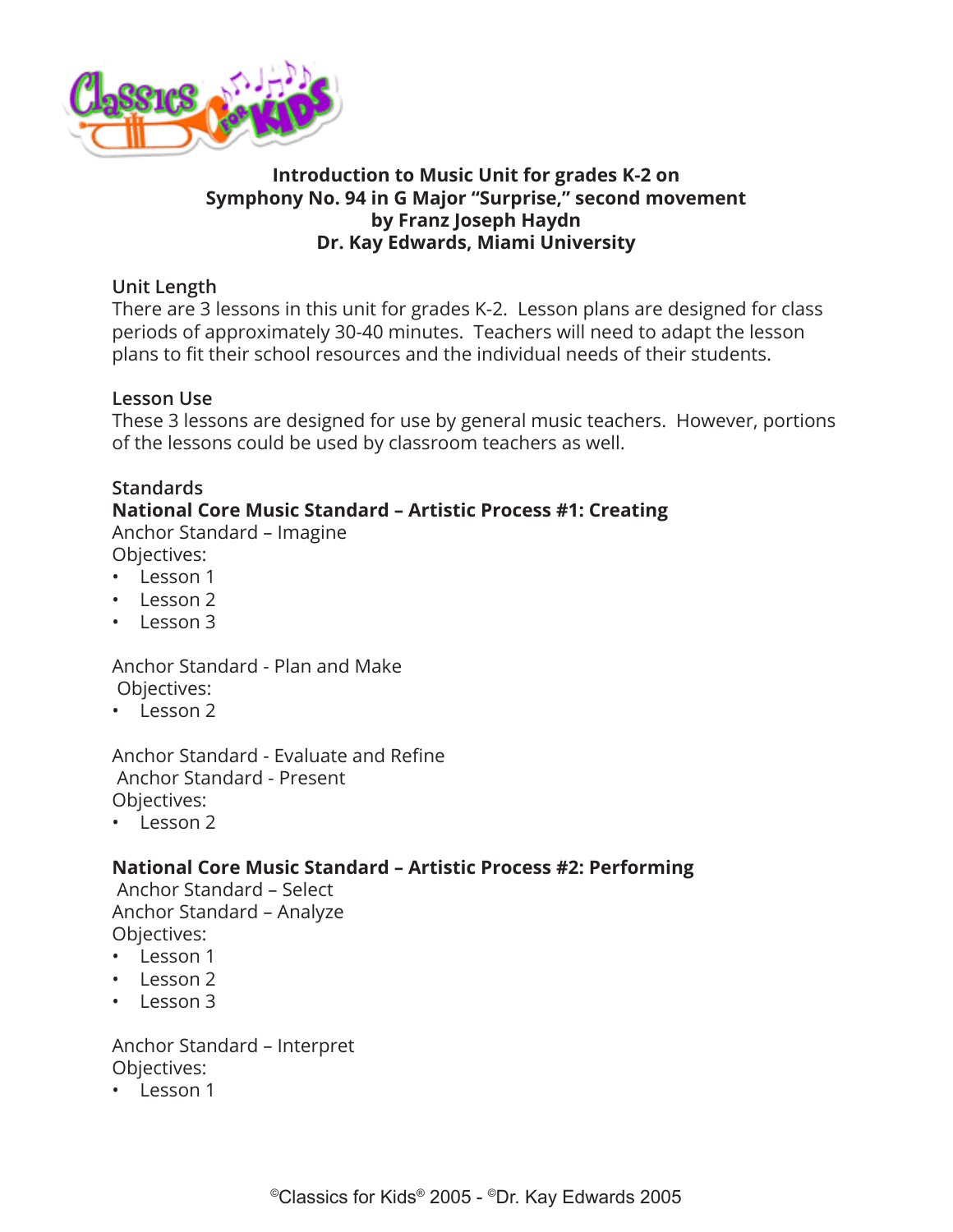# Introduction to Music Unit for grades K-2 on Symphony No. 94 in G Major "Surprise," second movement by Franz Joseph Haydn
## Dr. Kay Edwards, Miami University

### Unit Length
There are 3 lessons in this unit for grades K-2. Lesson plans are designed for class periods of approximately 30-40 minutes. Teachers will need to adapt the lesson plans to fit their school resources and the individual needs of their students.

### Lesson Use
These 3 lessons are designed for use by general music teachers. However, portions of the lessons could be used by classroom teachers as well.

### Standards
**National Core Music Standard – Artistic Process #1: Creating**

Anchor Standard – Imagine

Objectives:

- Lesson 1
- Lesson 2
- Lesson 3

Anchor Standard - Plan and Make

Objectives:

- Lesson 2

Anchor Standard - Evaluate and Refine

Anchor Standard - Present

Objectives:

- Lesson 2

**National Core Music Standard – Artistic Process #2: Performing**

Anchor Standard – Select

Anchor Standard – Analyze

Objectives:

- Lesson 1
- Lesson 2
- Lesson 3

Anchor Standard – Interpret

Objectives:

- Lesson 1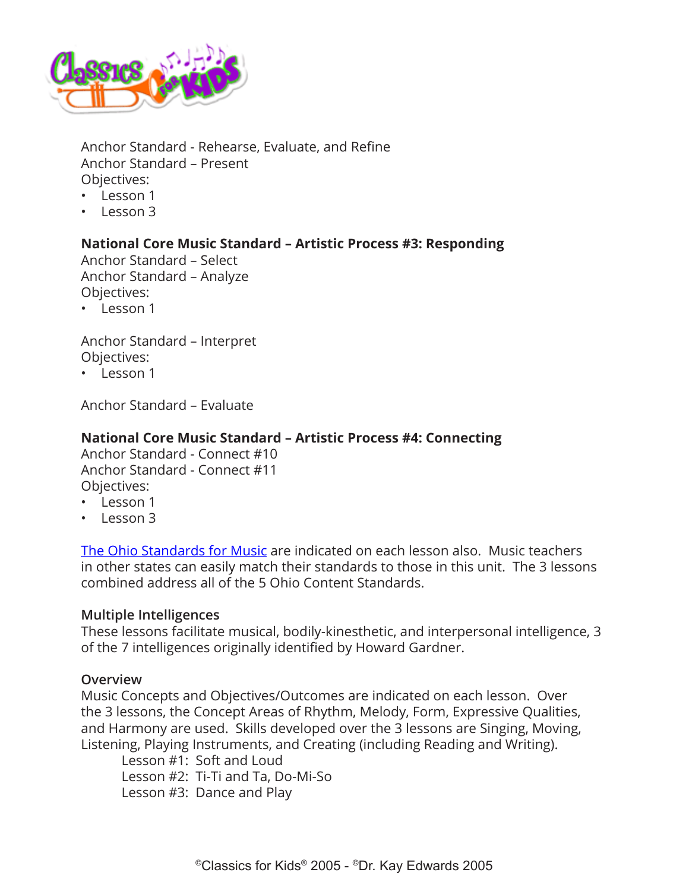Anchor Standard - Rehearse, Evaluate, and Refine
Anchor Standard – Present
Objectives:

- Lesson 1
- Lesson 3

**National Core Music Standard – Artistic Process #3: Responding**
Anchor Standard – Select
Anchor Standard – Analyze
Objectives:

- Lesson 1

Anchor Standard – Interpret
Objectives:

- Lesson 1

Anchor Standard – Evaluate

**National Core Music Standard – Artistic Process #4: Connecting**
Anchor Standard - Connect #10
Anchor Standard - Connect #11
Objectives:

- Lesson 1
- Lesson 3

The Ohio Standards for Music are indicated on each lesson also. Music teachers in other states can easily match their standards to those in this unit. The 3 lessons combined address all of the 5 Ohio Content Standards.

**Multiple Intelligences**
These lessons facilitate musical, bodily-kinesthetic, and interpersonal intelligence, 3 of the 7 intelligences originally identified by Howard Gardner.

**Overview**
Music Concepts and Objectives/Outcomes are indicated on each lesson. Over the 3 lessons, the Concept Areas of Rhythm, Melody, Form, Expressive Qualities, and Harmony are used. Skills developed over the 3 lessons are Singing, Moving, Listening, Playing Instruments, and Creating (including Reading and Writing).

Lesson #1: Soft and Loud
Lesson #2: Ti-Ti and Ta, Do-Mi-So
Lesson #3: Dance and Play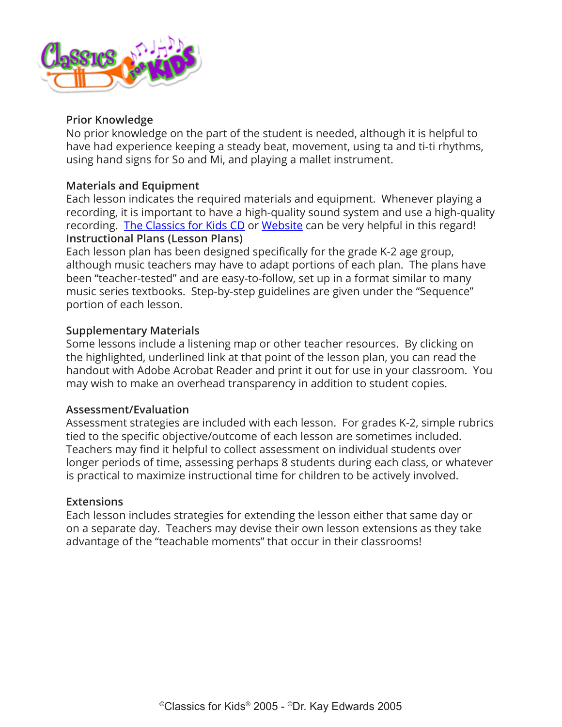## Prior Knowledge

No prior knowledge on the part of the student is needed, although it is helpful to have had experience keeping a steady beat, movement, using ta and ti-ti rhythms, using hand signs for So and Mi, and playing a mallet instrument.

## Materials and Equipment

Each lesson indicates the required materials and equipment. Whenever playing a recording, it is important to have a high-quality sound system and use a high-quality recording. The Classics for Kids CD or Website can be very helpful in this regard!

## Instructional Plans (Lesson Plans)

Each lesson plan has been designed specifically for the grade K-2 age group, although music teachers may have to adapt portions of each plan. The plans have been "teacher-tested" and are easy-to-follow, set up in a format similar to many music series textbooks. Step-by-step guidelines are given under the "Sequence" portion of each lesson.

## Supplementary Materials

Some lessons include a listening map or other teacher resources. By clicking on the highlighted, underlined link at that point of the lesson plan, you can read the handout with Adobe Acrobat Reader and print it out for use in your classroom. You may wish to make an overhead transparency in addition to student copies.

## Assessment/Evaluation

Assessment strategies are included with each lesson. For grades K-2, simple rubrics tied to the specific objective/outcome of each lesson are sometimes included. Teachers may find it helpful to collect assessment on individual students over longer periods of time, assessing perhaps 8 students during each class, or whatever is practical to maximize instructional time for children to be actively involved.

## Extensions

Each lesson includes strategies for extending the lesson either that same day or on a separate day. Teachers may devise their own lesson extensions as they take advantage of the "teachable moments" that occur in their classrooms!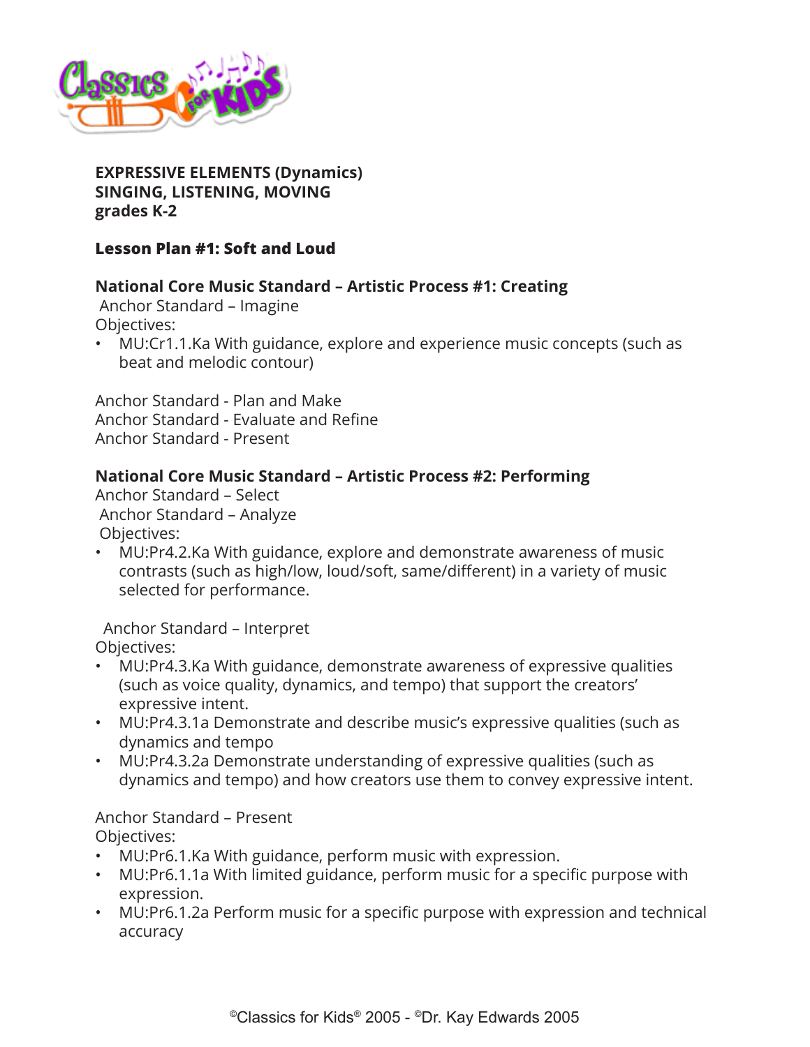**EXPRESSIVE ELEMENTS (Dynamics)**
**SINGING, LISTENING, MOVING**
**grades K-2**

## Lesson Plan #1: Soft and Loud

### National Core Music Standard – Artistic Process #1: Creating

Anchor Standard – Imagine
Objectives:

- MU:Cr1.1.Ka With guidance, explore and experience music concepts (such as beat and melodic contour)

Anchor Standard - Plan and Make
Anchor Standard - Evaluate and Refine
Anchor Standard - Present

### National Core Music Standard – Artistic Process #2: Performing

Anchor Standard – Select
Anchor Standard – Analyze
Objectives:

- MU:Pr4.2.Ka With guidance, explore and demonstrate awareness of music contrasts (such as high/low, loud/soft, same/different) in a variety of music selected for performance.

Anchor Standard – Interpret
Objectives:

- MU:Pr4.3.Ka With guidance, demonstrate awareness of expressive qualities (such as voice quality, dynamics, and tempo) that support the creators' expressive intent.
- MU:Pr4.3.1a Demonstrate and describe music's expressive qualities (such as dynamics and tempo
- MU:Pr4.3.2a Demonstrate understanding of expressive qualities (such as dynamics and tempo) and how creators use them to convey expressive intent.

Anchor Standard – Present
Objectives:

- MU:Pr6.1.Ka With guidance, perform music with expression.
- MU:Pr6.1.1a With limited guidance, perform music for a specific purpose with expression.
- MU:Pr6.1.2a Perform music for a specific purpose with expression and technical accuracy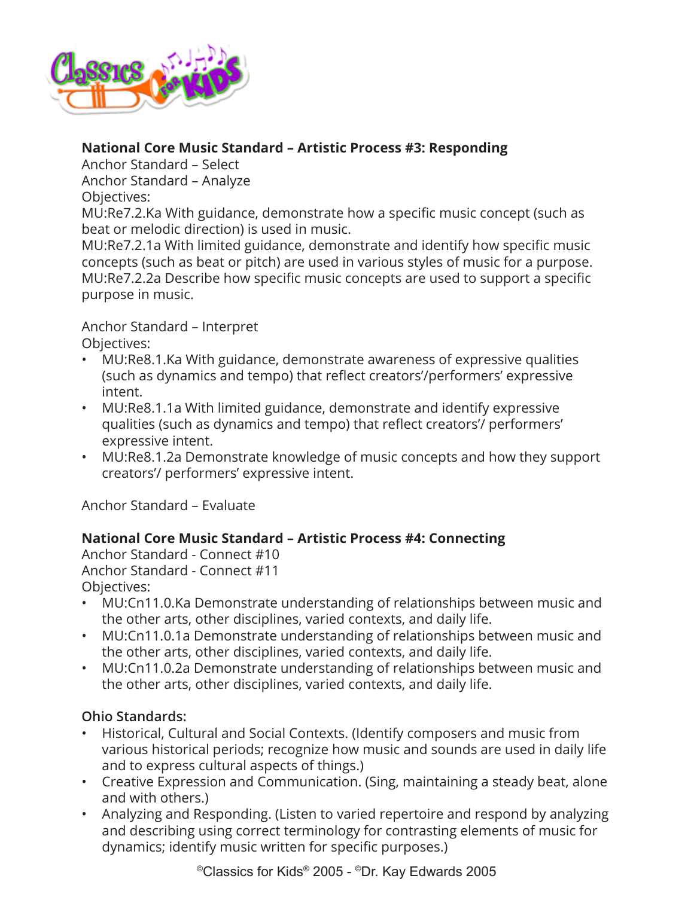**National Core Music Standard – Artistic Process #3: Responding**
Anchor Standard – Select
Anchor Standard – Analyze
Objectives:
MU:Re7.2.Ka With guidance, demonstrate how a specific music concept (such as beat or melodic direction) is used in music.
MU:Re7.2.1a With limited guidance, demonstrate and identify how specific music concepts (such as beat or pitch) are used in various styles of music for a purpose.
MU:Re7.2.2a Describe how specific music concepts are used to support a specific purpose in music.

Anchor Standard – Interpret
Objectives:

- MU:Re8.1.Ka With guidance, demonstrate awareness of expressive qualities (such as dynamics and tempo) that reflect creators'/performers' expressive intent.
- MU:Re8.1.1a With limited guidance, demonstrate and identify expressive qualities (such as dynamics and tempo) that reflect creators'/ performers' expressive intent.
- MU:Re8.1.2a Demonstrate knowledge of music concepts and how they support creators'/ performers' expressive intent.

Anchor Standard – Evaluate

**National Core Music Standard – Artistic Process #4: Connecting**
Anchor Standard - Connect #10
Anchor Standard - Connect #11
Objectives:

- MU:Cn11.0.Ka Demonstrate understanding of relationships between music and the other arts, other disciplines, varied contexts, and daily life.
- MU:Cn11.0.1a Demonstrate understanding of relationships between music and the other arts, other disciplines, varied contexts, and daily life.
- MU:Cn11.0.2a Demonstrate understanding of relationships between music and the other arts, other disciplines, varied contexts, and daily life.

**Ohio Standards:**

- Historical, Cultural and Social Contexts. (Identify composers and music from various historical periods; recognize how music and sounds are used in daily life and to express cultural aspects of things.)
- Creative Expression and Communication. (Sing, maintaining a steady beat, alone and with others.)
- Analyzing and Responding. (Listen to varied repertoire and respond by analyzing and describing using correct terminology for contrasting elements of music for dynamics; identify music written for specific purposes.)

©Classics for Kids® 2005 - ©Dr. Kay Edwards 2005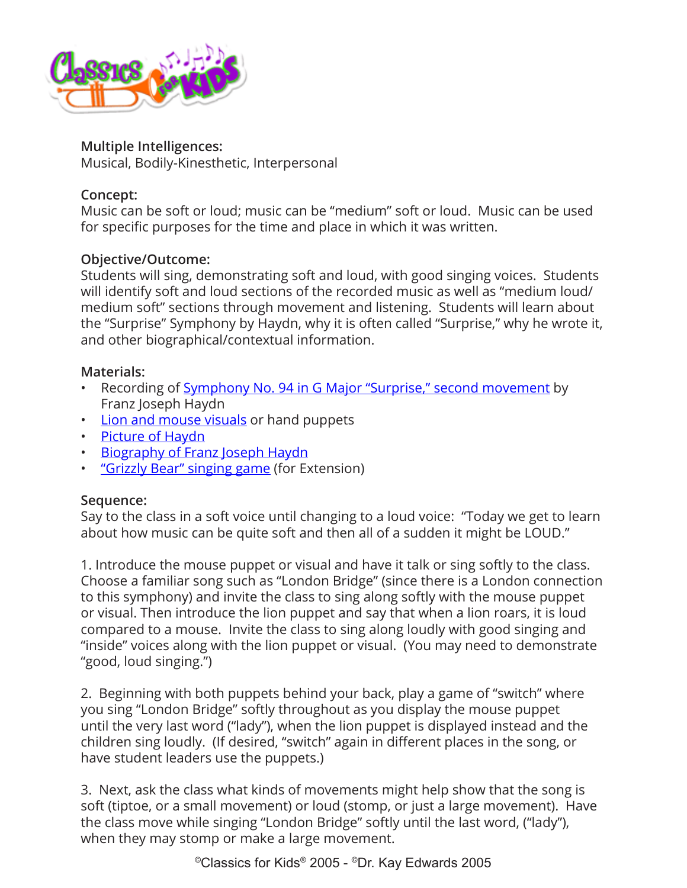**Multiple Intelligences:**
Musical, Bodily-Kinesthetic, Interpersonal

**Concept:**
Music can be soft or loud; music can be "medium" soft or loud. Music can be used for specific purposes for the time and place in which it was written.

**Objective/Outcome:**
Students will sing, demonstrating soft and loud, with good singing voices. Students will identify soft and loud sections of the recorded music as well as "medium loud/ medium soft" sections through movement and listening. Students will learn about the "Surprise" Symphony by Haydn, why it is often called "Surprise," why he wrote it, and other biographical/contextual information.

**Materials:**

- Recording of Symphony No. 94 in G Major "Surprise," second movement by Franz Joseph Haydn
- Lion and mouse visuals or hand puppets
- Picture of Haydn
- Biography of Franz Joseph Haydn
- "Grizzly Bear" singing game (for Extension)

**Sequence:**
Say to the class in a soft voice until changing to a loud voice: "Today we get to learn about how music can be quite soft and then all of a sudden it might be LOUD."

1. Introduce the mouse puppet or visual and have it talk or sing softly to the class. Choose a familiar song such as "London Bridge" (since there is a London connection to this symphony) and invite the class to sing along softly with the mouse puppet or visual. Then introduce the lion puppet and say that when a lion roars, it is loud compared to a mouse. Invite the class to sing along loudly with good singing and "inside" voices along with the lion puppet or visual. (You may need to demonstrate "good, loud singing.")

2. Beginning with both puppets behind your back, play a game of "switch" where you sing "London Bridge" softly throughout as you display the mouse puppet until the very last word ("lady"), when the lion puppet is displayed instead and the children sing loudly. (If desired, "switch" again in different places in the song, or have student leaders use the puppets.)

3. Next, ask the class what kinds of movements might help show that the song is soft (tiptoe, or a small movement) or loud (stomp, or just a large movement). Have the class move while singing "London Bridge" softly until the last word, ("lady"), when they may stomp or make a large movement.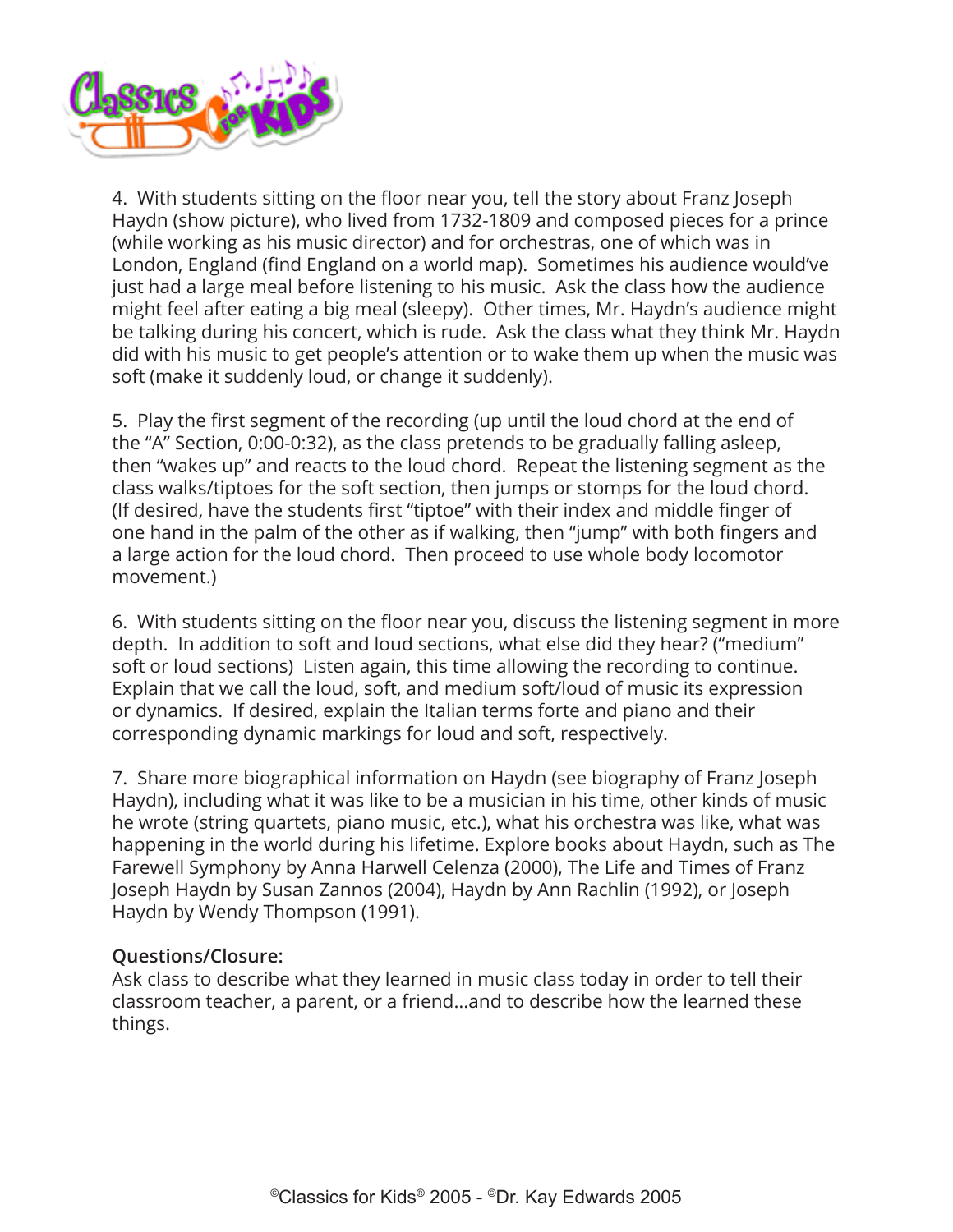4. With students sitting on the floor near you, tell the story about Franz Joseph Haydn (show picture), who lived from 1732-1809 and composed pieces for a prince (while working as his music director) and for orchestras, one of which was in London, England (find England on a world map). Sometimes his audience would've just had a large meal before listening to his music. Ask the class how the audience might feel after eating a big meal (sleepy). Other times, Mr. Haydn's audience might be talking during his concert, which is rude. Ask the class what they think Mr. Haydn did with his music to get people's attention or to wake them up when the music was soft (make it suddenly loud, or change it suddenly).

5. Play the first segment of the recording (up until the loud chord at the end of the "A" Section, 0:00-0:32), as the class pretends to be gradually falling asleep, then "wakes up" and reacts to the loud chord. Repeat the listening segment as the class walks/tiptoes for the soft section, then jumps or stomps for the loud chord. (If desired, have the students first "tiptoe" with their index and middle finger of one hand in the palm of the other as if walking, then "jump" with both fingers and a large action for the loud chord. Then proceed to use whole body locomotor movement.)

6. With students sitting on the floor near you, discuss the listening segment in more depth. In addition to soft and loud sections, what else did they hear? ("medium" soft or loud sections) Listen again, this time allowing the recording to continue. Explain that we call the loud, soft, and medium soft/loud of music its expression or dynamics. If desired, explain the Italian terms forte and piano and their corresponding dynamic markings for loud and soft, respectively.

7. Share more biographical information on Haydn (see biography of Franz Joseph Haydn), including what it was like to be a musician in his time, other kinds of music he wrote (string quartets, piano music, etc.), what his orchestra was like, what was happening in the world during his lifetime. Explore books about Haydn, such as The Farewell Symphony by Anna Harwell Celenza (2000), The Life and Times of Franz Joseph Haydn by Susan Zannos (2004), Haydn by Ann Rachlin (1992), or Joseph Haydn by Wendy Thompson (1991).

**Questions/Closure:**
Ask class to describe what they learned in music class today in order to tell their classroom teacher, a parent, or a friend…and to describe how the learned these things.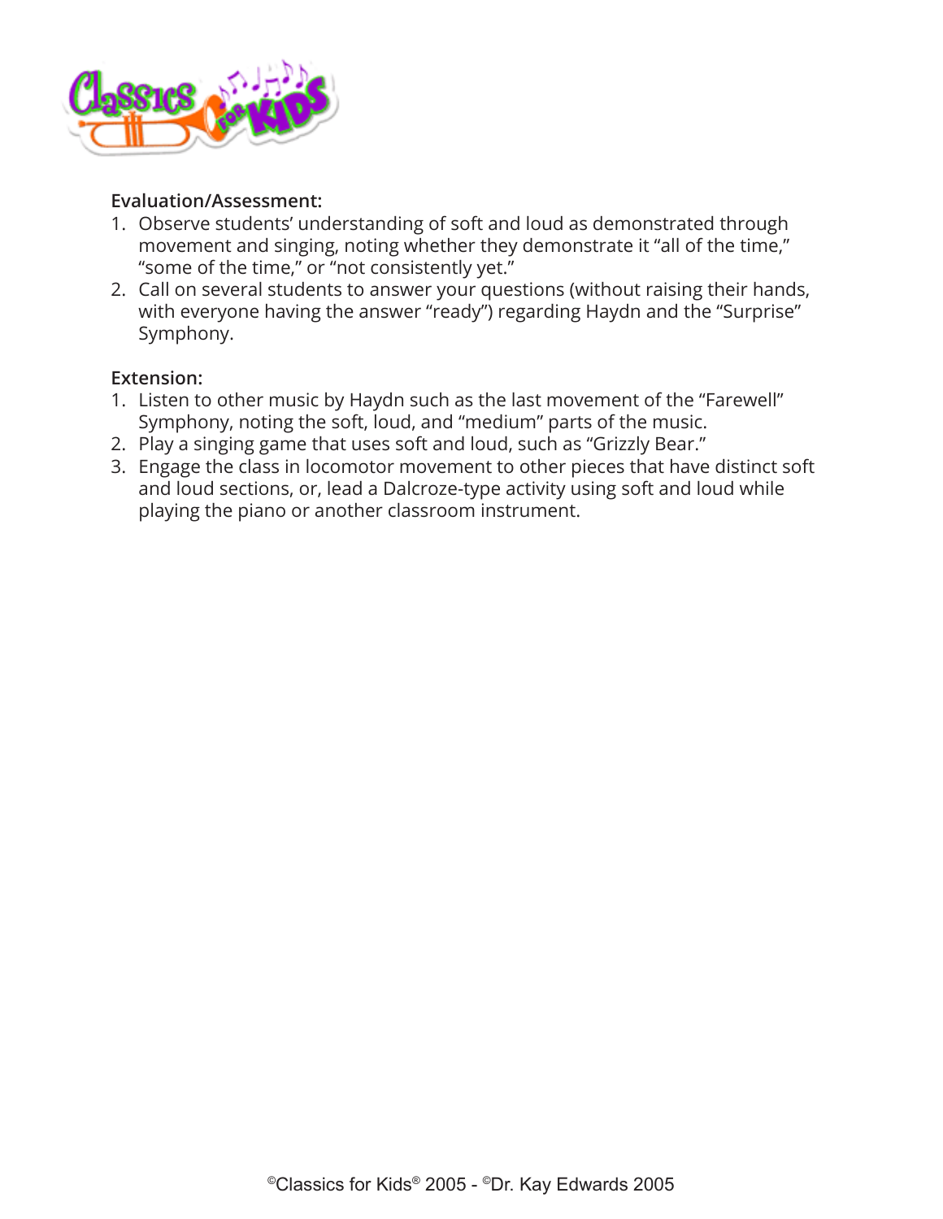**Evaluation/Assessment:**

1. Observe students' understanding of soft and loud as demonstrated through movement and singing, noting whether they demonstrate it "all of the time," "some of the time," or "not consistently yet."
2. Call on several students to answer your questions (without raising their hands, with everyone having the answer "ready") regarding Haydn and the "Surprise" Symphony.

**Extension:**

1. Listen to other music by Haydn such as the last movement of the "Farewell" Symphony, noting the soft, loud, and "medium" parts of the music.
2. Play a singing game that uses soft and loud, such as "Grizzly Bear."
3. Engage the class in locomotor movement to other pieces that have distinct soft and loud sections, or, lead a Dalcroze-type activity using soft and loud while playing the piano or another classroom instrument.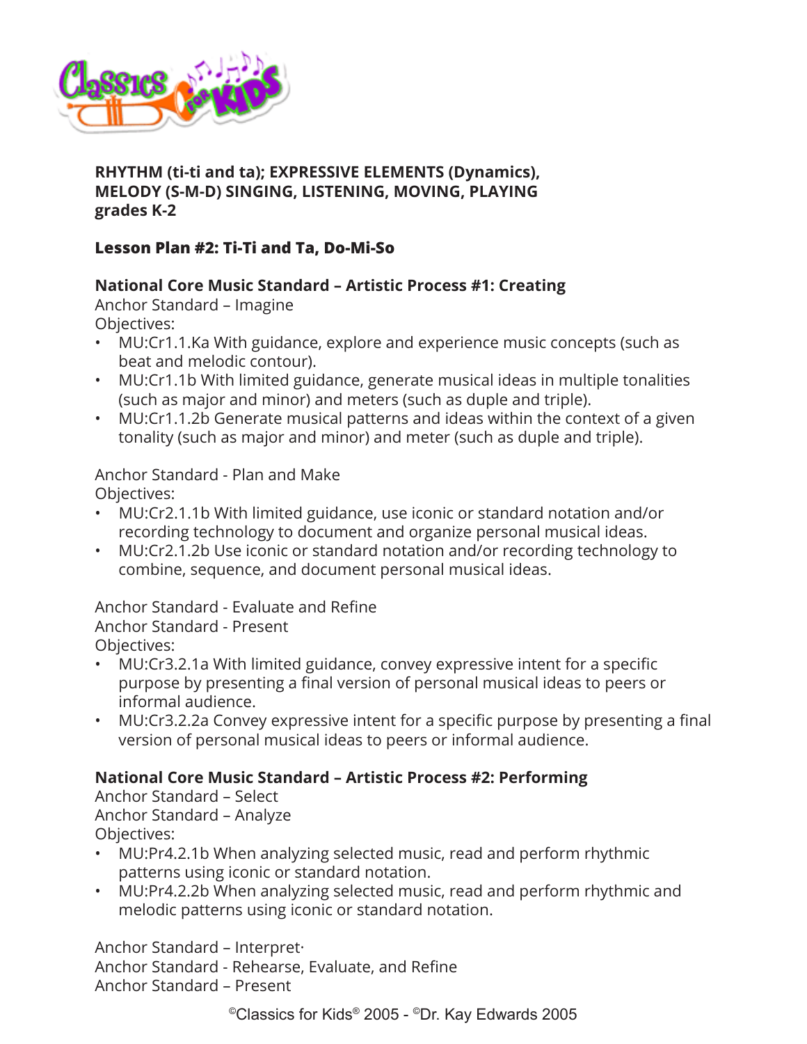**RHYTHM (ti-ti and ta); EXPRESSIVE ELEMENTS (Dynamics), MELODY (S-M-D) SINGING, LISTENING, MOVING, PLAYING grades K-2**

## Lesson Plan #2: Ti-Ti and Ta, Do-Mi-So

### National Core Music Standard – Artistic Process #1: Creating

Anchor Standard – Imagine
Objectives:

- MU:Cr1.1.Ka With guidance, explore and experience music concepts (such as beat and melodic contour).
- MU:Cr1.1b With limited guidance, generate musical ideas in multiple tonalities (such as major and minor) and meters (such as duple and triple).
- MU:Cr1.1.2b Generate musical patterns and ideas within the context of a given tonality (such as major and minor) and meter (such as duple and triple).

Anchor Standard - Plan and Make
Objectives:

- MU:Cr2.1.1b With limited guidance, use iconic or standard notation and/or recording technology to document and organize personal musical ideas.
- MU:Cr2.1.2b Use iconic or standard notation and/or recording technology to combine, sequence, and document personal musical ideas.

Anchor Standard - Evaluate and Refine
Anchor Standard - Present
Objectives:

- MU:Cr3.2.1a With limited guidance, convey expressive intent for a specific purpose by presenting a final version of personal musical ideas to peers or informal audience.
- MU:Cr3.2.2a Convey expressive intent for a specific purpose by presenting a final version of personal musical ideas to peers or informal audience.

### National Core Music Standard – Artistic Process #2: Performing

Anchor Standard – Select
Anchor Standard – Analyze
Objectives:

- MU:Pr4.2.1b When analyzing selected music, read and perform rhythmic patterns using iconic or standard notation.
- MU:Pr4.2.2b When analyzing selected music, read and perform rhythmic and melodic patterns using iconic or standard notation.

Anchor Standard – Interpret·
Anchor Standard - Rehearse, Evaluate, and Refine
Anchor Standard – Present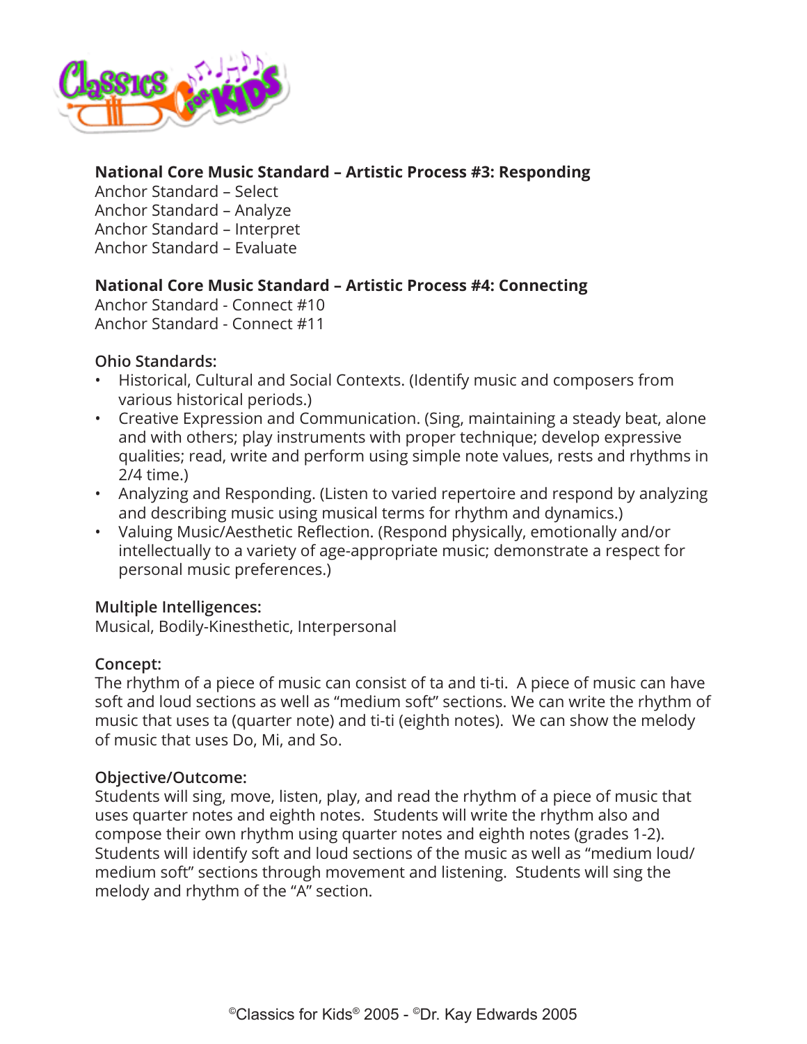**National Core Music Standard – Artistic Process #3: Responding**
Anchor Standard – Select
Anchor Standard – Analyze
Anchor Standard – Interpret
Anchor Standard – Evaluate

**National Core Music Standard – Artistic Process #4: Connecting**
Anchor Standard - Connect #10
Anchor Standard - Connect #11

**Ohio Standards:**

- Historical, Cultural and Social Contexts. (Identify music and composers from various historical periods.)
- Creative Expression and Communication. (Sing, maintaining a steady beat, alone and with others; play instruments with proper technique; develop expressive qualities; read, write and perform using simple note values, rests and rhythms in 2/4 time.)
- Analyzing and Responding. (Listen to varied repertoire and respond by analyzing and describing music using musical terms for rhythm and dynamics.)
- Valuing Music/Aesthetic Reflection. (Respond physically, emotionally and/or intellectually to a variety of age-appropriate music; demonstrate a respect for personal music preferences.)

**Multiple Intelligences:**
Musical, Bodily-Kinesthetic, Interpersonal

**Concept:**
The rhythm of a piece of music can consist of ta and ti-ti. A piece of music can have soft and loud sections as well as "medium soft" sections. We can write the rhythm of music that uses ta (quarter note) and ti-ti (eighth notes). We can show the melody of music that uses Do, Mi, and So.

**Objective/Outcome:**
Students will sing, move, listen, play, and read the rhythm of a piece of music that uses quarter notes and eighth notes. Students will write the rhythm also and compose their own rhythm using quarter notes and eighth notes (grades 1-2). Students will identify soft and loud sections of the music as well as "medium loud/ medium soft" sections through movement and listening. Students will sing the melody and rhythm of the "A" section.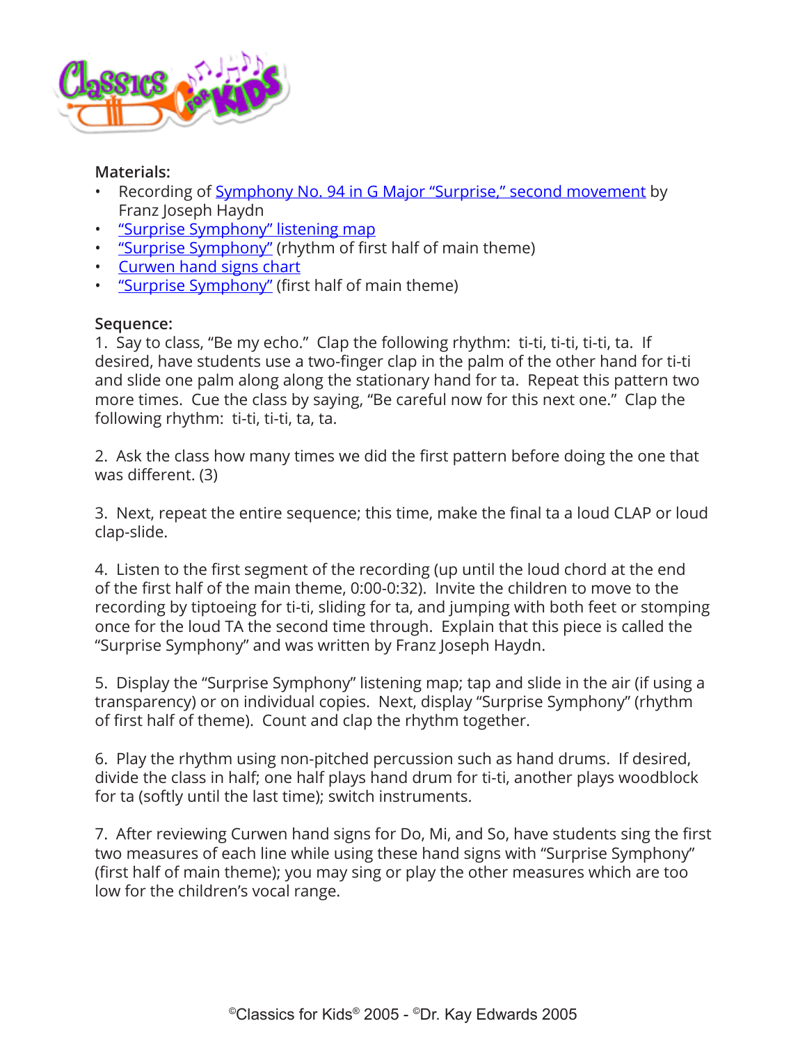**Materials:**

- Recording of Symphony No. 94 in G Major "Surprise," second movement by Franz Joseph Haydn
- "Surprise Symphony" listening map
- "Surprise Symphony" (rhythm of first half of main theme)
- Curwen hand signs chart
- "Surprise Symphony" (first half of main theme)

**Sequence:**

1. Say to class, "Be my echo." Clap the following rhythm: ti-ti, ti-ti, ti-ti, ta. If desired, have students use a two-finger clap in the palm of the other hand for ti-ti and slide one palm along along the stationary hand for ta. Repeat this pattern two more times. Cue the class by saying, "Be careful now for this next one." Clap the following rhythm: ti-ti, ti-ti, ta, ta.

2. Ask the class how many times we did the first pattern before doing the one that was different. (3)

3. Next, repeat the entire sequence; this time, make the final ta a loud CLAP or loud clap-slide.

4. Listen to the first segment of the recording (up until the loud chord at the end of the first half of the main theme, 0:00-0:32). Invite the children to move to the recording by tiptoeing for ti-ti, sliding for ta, and jumping with both feet or stomping once for the loud TA the second time through. Explain that this piece is called the "Surprise Symphony" and was written by Franz Joseph Haydn.

5. Display the "Surprise Symphony" listening map; tap and slide in the air (if using a transparency) or on individual copies. Next, display "Surprise Symphony" (rhythm of first half of theme). Count and clap the rhythm together.

6. Play the rhythm using non-pitched percussion such as hand drums. If desired, divide the class in half; one half plays hand drum for ti-ti, another plays woodblock for ta (softly until the last time); switch instruments.

7. After reviewing Curwen hand signs for Do, Mi, and So, have students sing the first two measures of each line while using these hand signs with "Surprise Symphony" (first half of main theme); you may sing or play the other measures which are too low for the children's vocal range.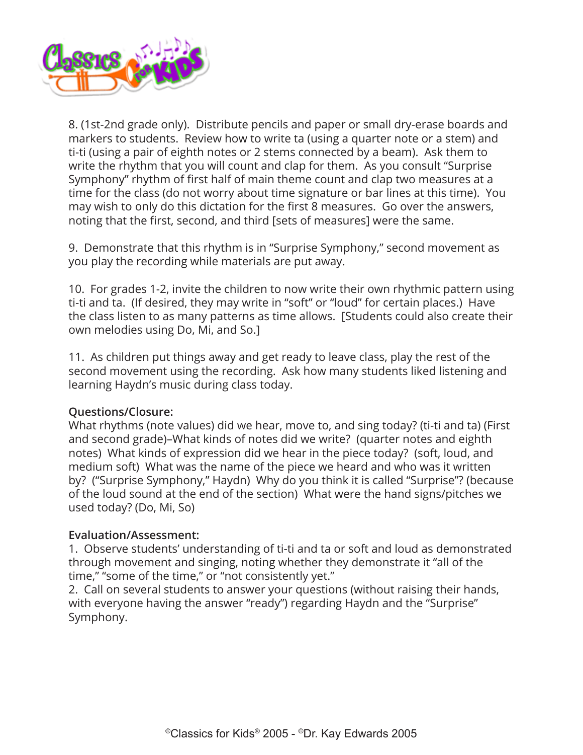8. (1st-2nd grade only). Distribute pencils and paper or small dry-erase boards and markers to students. Review how to write ta (using a quarter note or a stem) and ti-ti (using a pair of eighth notes or 2 stems connected by a beam). Ask them to write the rhythm that you will count and clap for them. As you consult "Surprise Symphony" rhythm of first half of main theme count and clap two measures at a time for the class (do not worry about time signature or bar lines at this time). You may wish to only do this dictation for the first 8 measures. Go over the answers, noting that the first, second, and third [sets of measures] were the same.

9. Demonstrate that this rhythm is in "Surprise Symphony," second movement as you play the recording while materials are put away.

10. For grades 1-2, invite the children to now write their own rhythmic pattern using ti-ti and ta. (If desired, they may write in "soft" or "loud" for certain places.) Have the class listen to as many patterns as time allows. [Students could also create their own melodies using Do, Mi, and So.]

11. As children put things away and get ready to leave class, play the rest of the second movement using the recording. Ask how many students liked listening and learning Haydn's music during class today.

**Questions/Closure:**
What rhythms (note values) did we hear, move to, and sing today? (ti-ti and ta) (First and second grade)–What kinds of notes did we write? (quarter notes and eighth notes) What kinds of expression did we hear in the piece today? (soft, loud, and medium soft) What was the name of the piece we heard and who was it written by? ("Surprise Symphony," Haydn) Why do you think it is called "Surprise"? (because of the loud sound at the end of the section) What were the hand signs/pitches we used today? (Do, Mi, So)

**Evaluation/Assessment:**
1. Observe students' understanding of ti-ti and ta or soft and loud as demonstrated through movement and singing, noting whether they demonstrate it "all of the time," "some of the time," or "not consistently yet."
2. Call on several students to answer your questions (without raising their hands, with everyone having the answer "ready") regarding Haydn and the "Surprise" Symphony.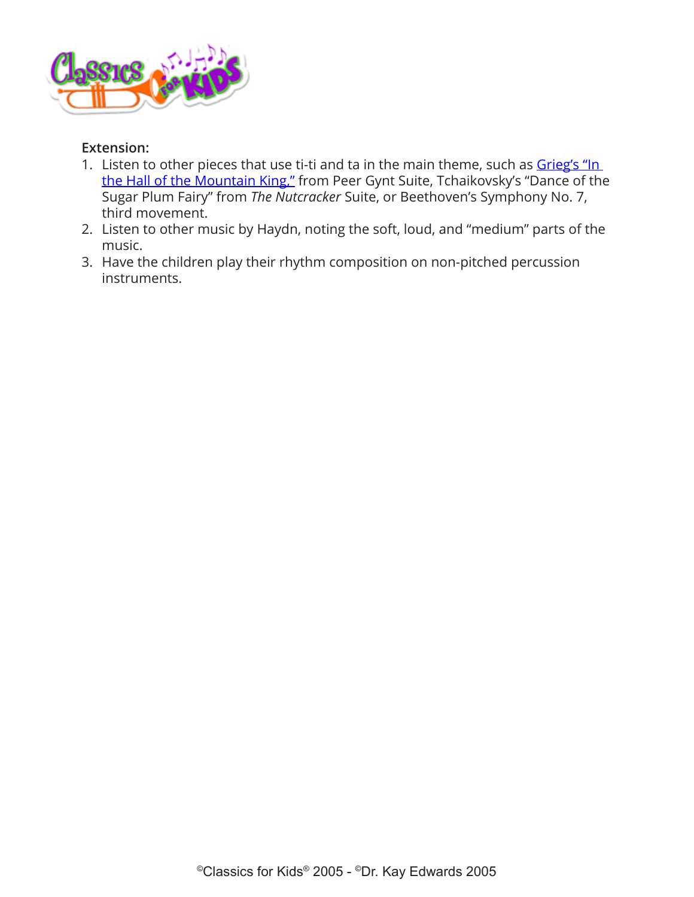**Extension:**

1. Listen to other pieces that use ti-ti and ta in the main theme, such as Grieg's "In the Hall of the Mountain King," from Peer Gynt Suite, Tchaikovsky's "Dance of the Sugar Plum Fairy" from *The Nutcracker* Suite, or Beethoven's Symphony No. 7, third movement.
2. Listen to other music by Haydn, noting the soft, loud, and "medium" parts of the music.
3. Have the children play their rhythm composition on non-pitched percussion instruments.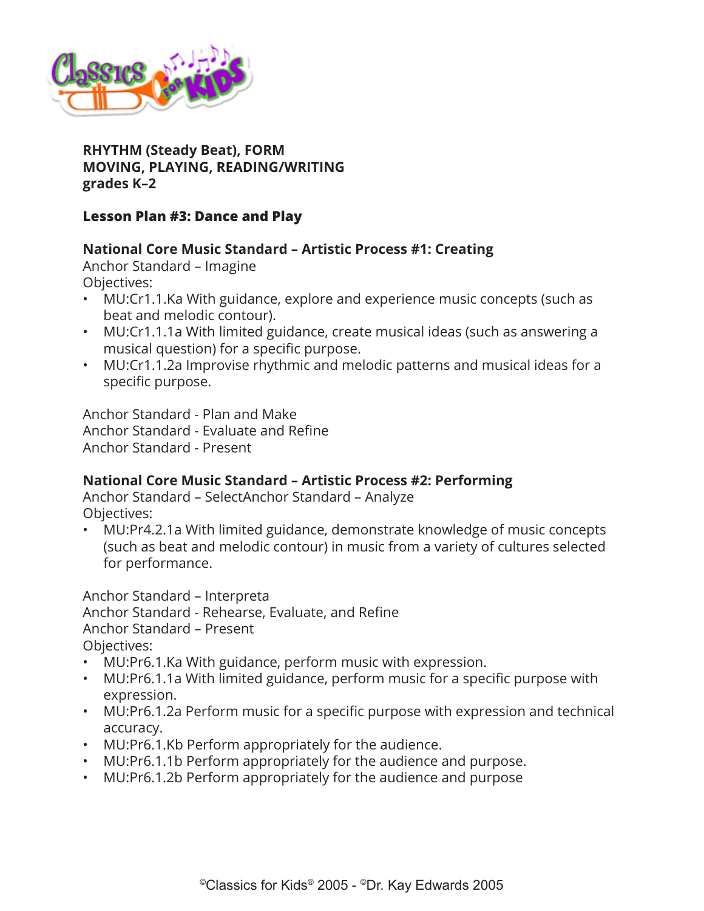**RHYTHM (Steady Beat), FORM**
**MOVING, PLAYING, READING/WRITING**
**grades K–2**

**Lesson Plan #3: Dance and Play**

**National Core Music Standard – Artistic Process #1: Creating**
Anchor Standard – Imagine
Objectives:

- MU:Cr1.1.Ka With guidance, explore and experience music concepts (such as beat and melodic contour).
- MU:Cr1.1.1a With limited guidance, create musical ideas (such as answering a musical question) for a specific purpose.
- MU:Cr1.1.2a Improvise rhythmic and melodic patterns and musical ideas for a specific purpose.

Anchor Standard - Plan and Make
Anchor Standard - Evaluate and Refine
Anchor Standard - Present

**National Core Music Standard – Artistic Process #2: Performing**
Anchor Standard – SelectAnchor Standard – Analyze
Objectives:

- MU:Pr4.2.1a With limited guidance, demonstrate knowledge of music concepts (such as beat and melodic contour) in music from a variety of cultures selected for performance.

Anchor Standard – Interpreta
Anchor Standard - Rehearse, Evaluate, and Refine
Anchor Standard – Present
Objectives:

- MU:Pr6.1.Ka With guidance, perform music with expression.
- MU:Pr6.1.1a With limited guidance, perform music for a specific purpose with expression.
- MU:Pr6.1.2a Perform music for a specific purpose with expression and technical accuracy.
- MU:Pr6.1.Kb Perform appropriately for the audience.
- MU:Pr6.1.1b Perform appropriately for the audience and purpose.
- MU:Pr6.1.2b Perform appropriately for the audience and purpose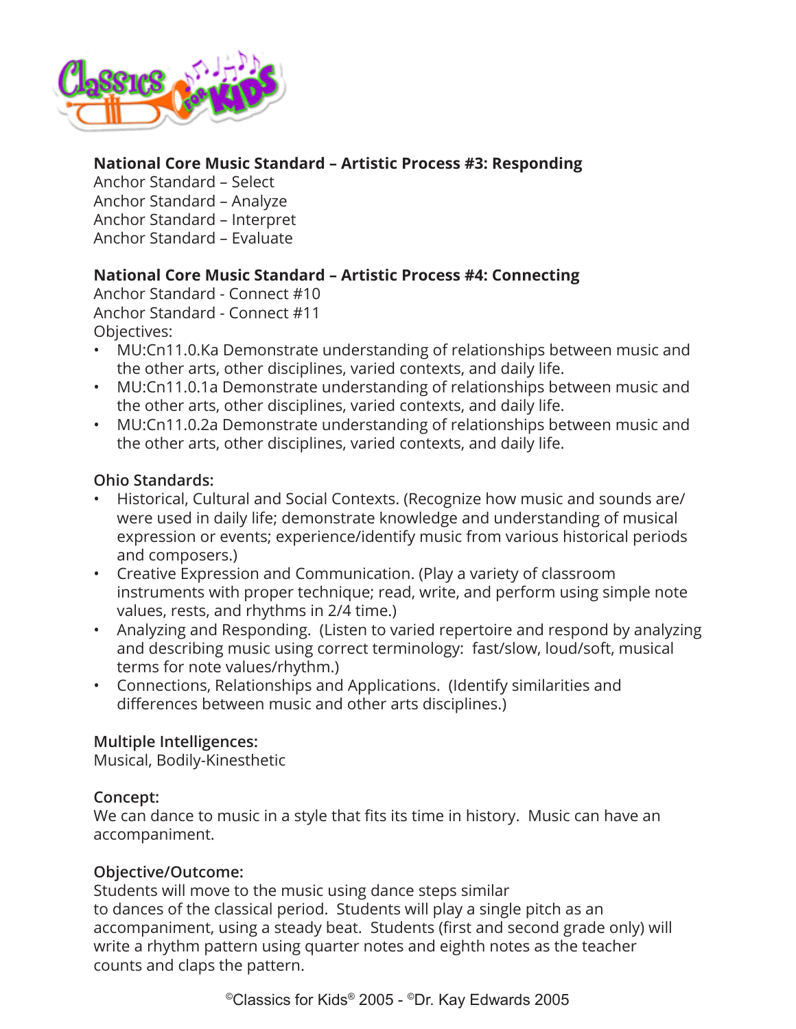**National Core Music Standard – Artistic Process #3: Responding**
Anchor Standard – Select
Anchor Standard – Analyze
Anchor Standard – Interpret
Anchor Standard – Evaluate

**National Core Music Standard – Artistic Process #4: Connecting**
Anchor Standard - Connect #10
Anchor Standard - Connect #11
Objectives:

- MU:Cn11.0.Ka Demonstrate understanding of relationships between music and the other arts, other disciplines, varied contexts, and daily life.
- MU:Cn11.0.1a Demonstrate understanding of relationships between music and the other arts, other disciplines, varied contexts, and daily life.
- MU:Cn11.0.2a Demonstrate understanding of relationships between music and the other arts, other disciplines, varied contexts, and daily life.

**Ohio Standards:**

- Historical, Cultural and Social Contexts. (Recognize how music and sounds are/were used in daily life; demonstrate knowledge and understanding of musical expression or events; experience/identify music from various historical periods and composers.)
- Creative Expression and Communication. (Play a variety of classroom instruments with proper technique; read, write, and perform using simple note values, rests, and rhythms in 2/4 time.)
- Analyzing and Responding. (Listen to varied repertoire and respond by analyzing and describing music using correct terminology: fast/slow, loud/soft, musical terms for note values/rhythm.)
- Connections, Relationships and Applications. (Identify similarities and differences between music and other arts disciplines.)

**Multiple Intelligences:**
Musical, Bodily-Kinesthetic

**Concept:**
We can dance to music in a style that fits its time in history. Music can have an accompaniment.

**Objective/Outcome:**
Students will move to the music using dance steps similar to dances of the classical period. Students will play a single pitch as an accompaniment, using a steady beat. Students (first and second grade only) will write a rhythm pattern using quarter notes and eighth notes as the teacher counts and claps the pattern.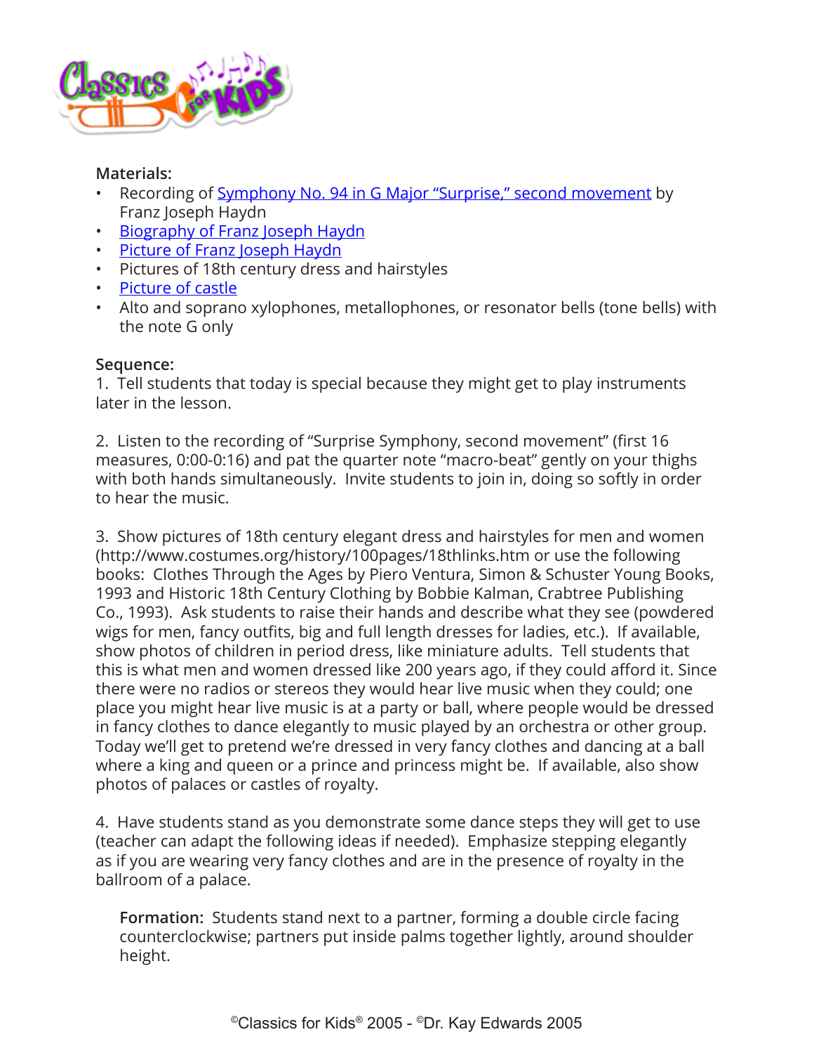**Materials:**

- Recording of Symphony No. 94 in G Major "Surprise," second movement by Franz Joseph Haydn
- Biography of Franz Joseph Haydn
- Picture of Franz Joseph Haydn
- Pictures of 18th century dress and hairstyles
- Picture of castle
- Alto and soprano xylophones, metallophones, or resonator bells (tone bells) with the note G only

**Sequence:**

1. Tell students that today is special because they might get to play instruments later in the lesson.

2. Listen to the recording of "Surprise Symphony, second movement" (first 16 measures, 0:00-0:16) and pat the quarter note "macro-beat" gently on your thighs with both hands simultaneously. Invite students to join in, doing so softly in order to hear the music.

3. Show pictures of 18th century elegant dress and hairstyles for men and women (http://www.costumes.org/history/100pages/18thlinks.htm or use the following books: Clothes Through the Ages by Piero Ventura, Simon & Schuster Young Books, 1993 and Historic 18th Century Clothing by Bobbie Kalman, Crabtree Publishing Co., 1993). Ask students to raise their hands and describe what they see (powdered wigs for men, fancy outfits, big and full length dresses for ladies, etc.). If available, show photos of children in period dress, like miniature adults. Tell students that this is what men and women dressed like 200 years ago, if they could afford it. Since there were no radios or stereos they would hear live music when they could; one place you might hear live music is at a party or ball, where people would be dressed in fancy clothes to dance elegantly to music played by an orchestra or other group. Today we'll get to pretend we're dressed in very fancy clothes and dancing at a ball where a king and queen or a prince and princess might be. If available, also show photos of palaces or castles of royalty.

4. Have students stand as you demonstrate some dance steps they will get to use (teacher can adapt the following ideas if needed). Emphasize stepping elegantly as if you are wearing very fancy clothes and are in the presence of royalty in the ballroom of a palace.

> **Formation:** Students stand next to a partner, forming a double circle facing counterclockwise; partners put inside palms together lightly, around shoulder height.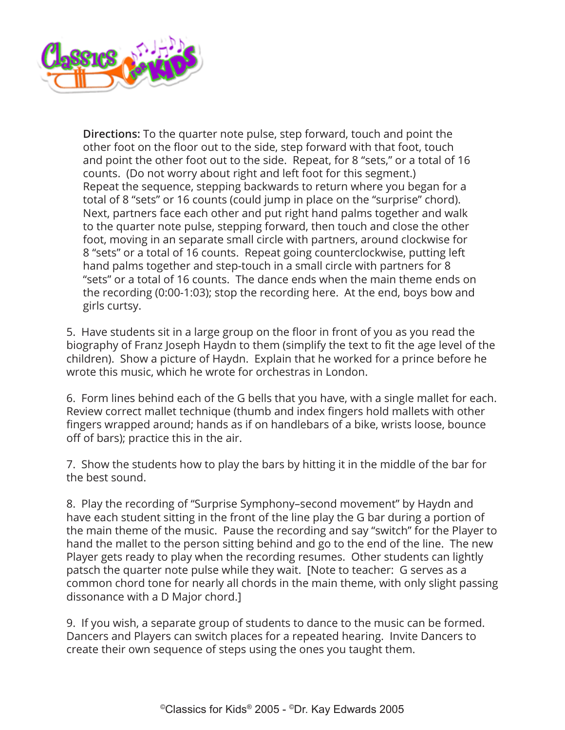**Directions:** To the quarter note pulse, step forward, touch and point the other foot on the floor out to the side, step forward with that foot, touch and point the other foot out to the side. Repeat, for 8 "sets," or a total of 16 counts. (Do not worry about right and left foot for this segment.) Repeat the sequence, stepping backwards to return where you began for a total of 8 "sets" or 16 counts (could jump in place on the "surprise" chord). Next, partners face each other and put right hand palms together and walk to the quarter note pulse, stepping forward, then touch and close the other foot, moving in an separate small circle with partners, around clockwise for 8 "sets" or a total of 16 counts. Repeat going counterclockwise, putting left hand palms together and step-touch in a small circle with partners for 8 "sets" or a total of 16 counts. The dance ends when the main theme ends on the recording (0:00-1:03); stop the recording here. At the end, boys bow and girls curtsy.

5. Have students sit in a large group on the floor in front of you as you read the biography of Franz Joseph Haydn to them (simplify the text to fit the age level of the children). Show a picture of Haydn. Explain that he worked for a prince before he wrote this music, which he wrote for orchestras in London.

6. Form lines behind each of the G bells that you have, with a single mallet for each. Review correct mallet technique (thumb and index fingers hold mallets with other fingers wrapped around; hands as if on handlebars of a bike, wrists loose, bounce off of bars); practice this in the air.

7. Show the students how to play the bars by hitting it in the middle of the bar for the best sound.

8. Play the recording of "Surprise Symphony–second movement" by Haydn and have each student sitting in the front of the line play the G bar during a portion of the main theme of the music. Pause the recording and say "switch" for the Player to hand the mallet to the person sitting behind and go to the end of the line. The new Player gets ready to play when the recording resumes. Other students can lightly patsch the quarter note pulse while they wait. [Note to teacher: G serves as a common chord tone for nearly all chords in the main theme, with only slight passing dissonance with a D Major chord.]

9. If you wish, a separate group of students to dance to the music can be formed. Dancers and Players can switch places for a repeated hearing. Invite Dancers to create their own sequence of steps using the ones you taught them.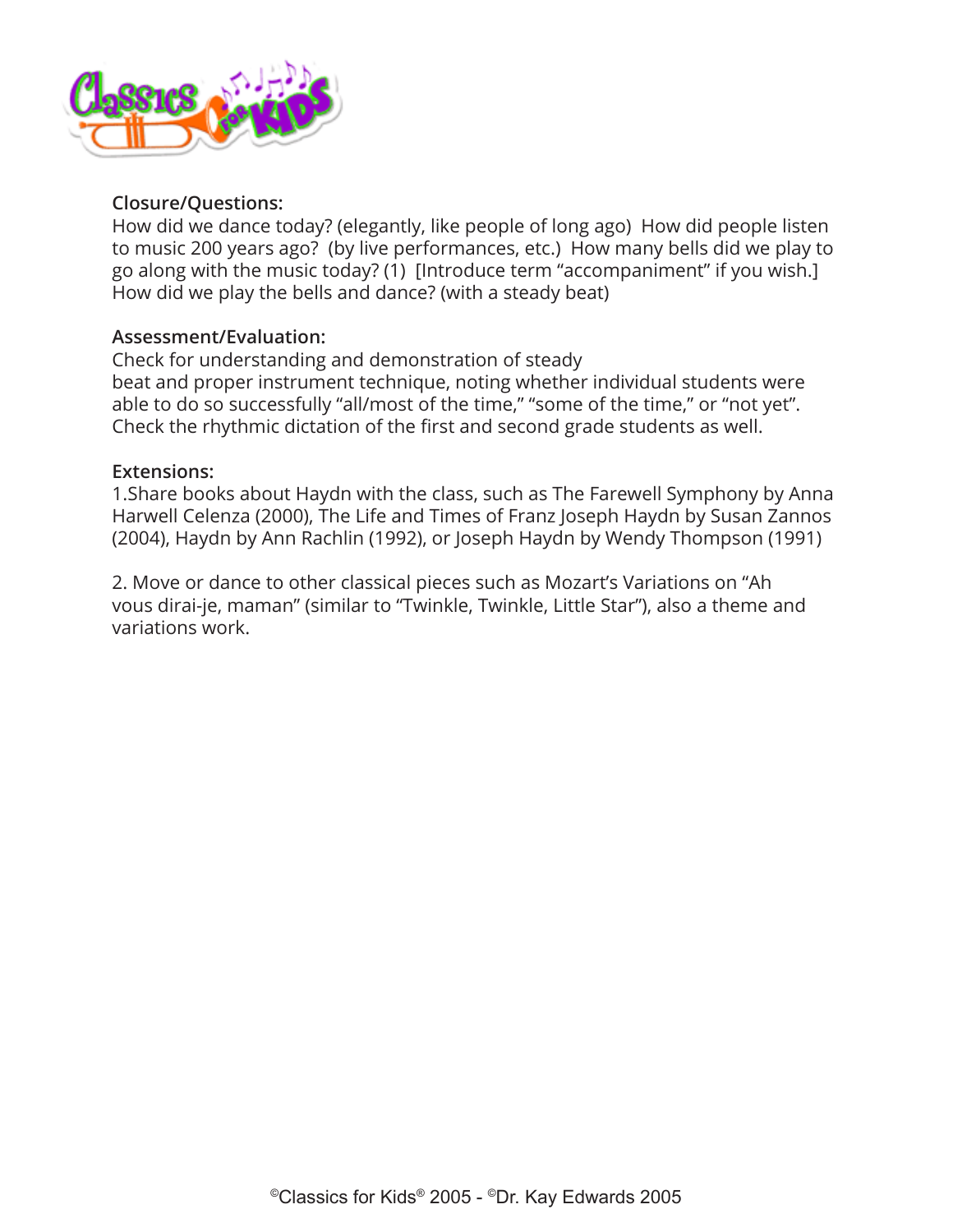**Closure/Questions:**
How did we dance today? (elegantly, like people of long ago) How did people listen to music 200 years ago? (by live performances, etc.) How many bells did we play to go along with the music today? (1) [Introduce term "accompaniment" if you wish.] How did we play the bells and dance? (with a steady beat)

**Assessment/Evaluation:**
Check for understanding and demonstration of steady beat and proper instrument technique, noting whether individual students were able to do so successfully "all/most of the time," "some of the time," or "not yet". Check the rhythmic dictation of the first and second grade students as well.

**Extensions:**
1.Share books about Haydn with the class, such as The Farewell Symphony by Anna Harwell Celenza (2000), The Life and Times of Franz Joseph Haydn by Susan Zannos (2004), Haydn by Ann Rachlin (1992), or Joseph Haydn by Wendy Thompson (1991)

2. Move or dance to other classical pieces such as Mozart's Variations on "Ah vous dirai-je, maman" (similar to "Twinkle, Twinkle, Little Star"), also a theme and variations work.